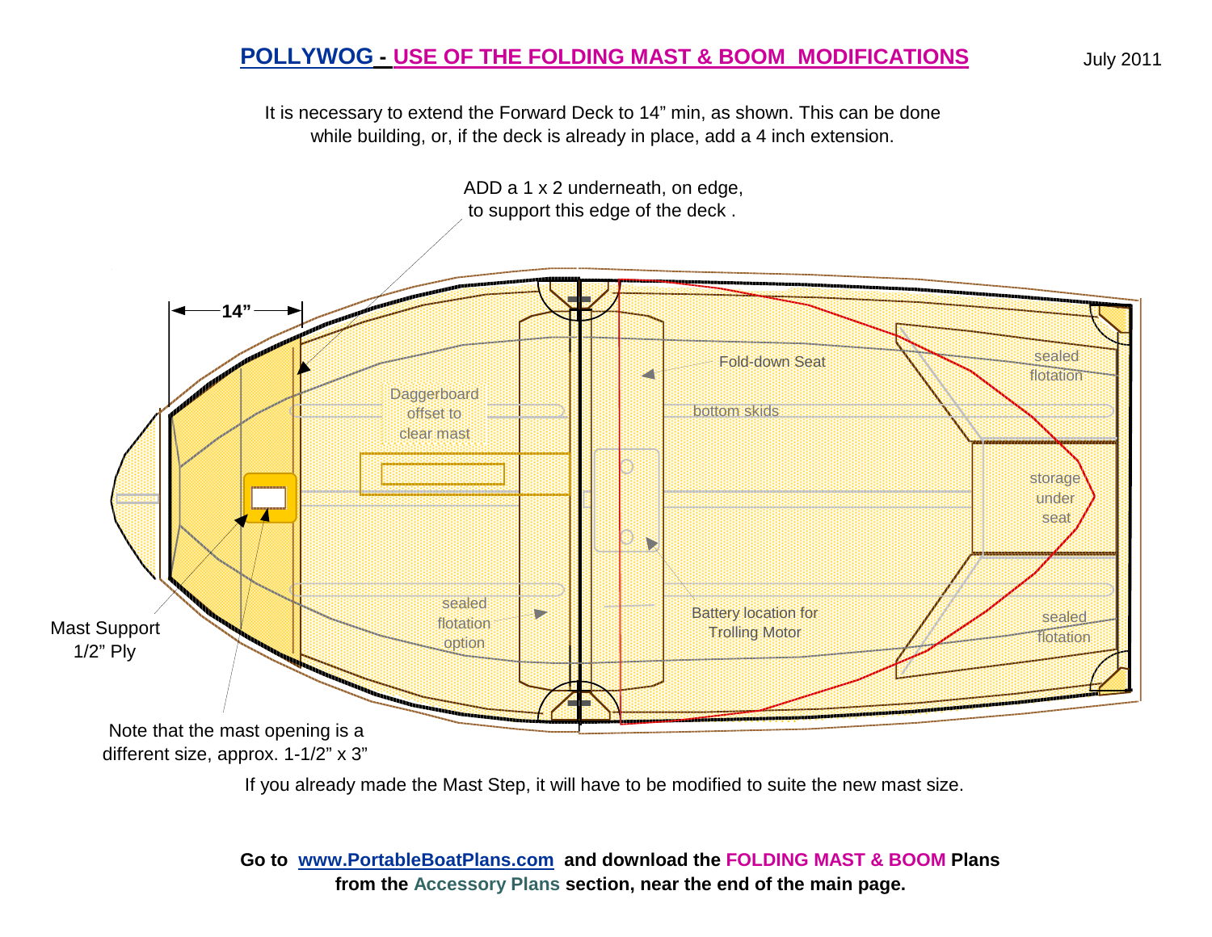# POLLYWOG - USE OF THE FOLDING MAST & BOOM MODIFICATIONS

July 2011

It is necessary to extend the Forward Deck to 14" min, as shown. This can be done while building, or, if the deck is already in place, add a 4 inch extension.

ADD a 1 x 2 underneath, on edge, to support this edge of the deck .

14"

Daggerboard offset to clear mast

Fold-down Seat

bottom skids

sealed flotation

storage under seat

sealed flotation

sealed flotation option

Battery location for Trolling Motor

Mast Support 1/2" Ply

Note that the mast opening is a different size, approx. 1-1/2" x 3"

If you already made the Mast Step, it will have to be modified to suite the new mast size.

**Go to www.PortableBoatPlans.com and download the FOLDING MAST & BOOM Plans from the Accessory Plans section, near the end of the main page.**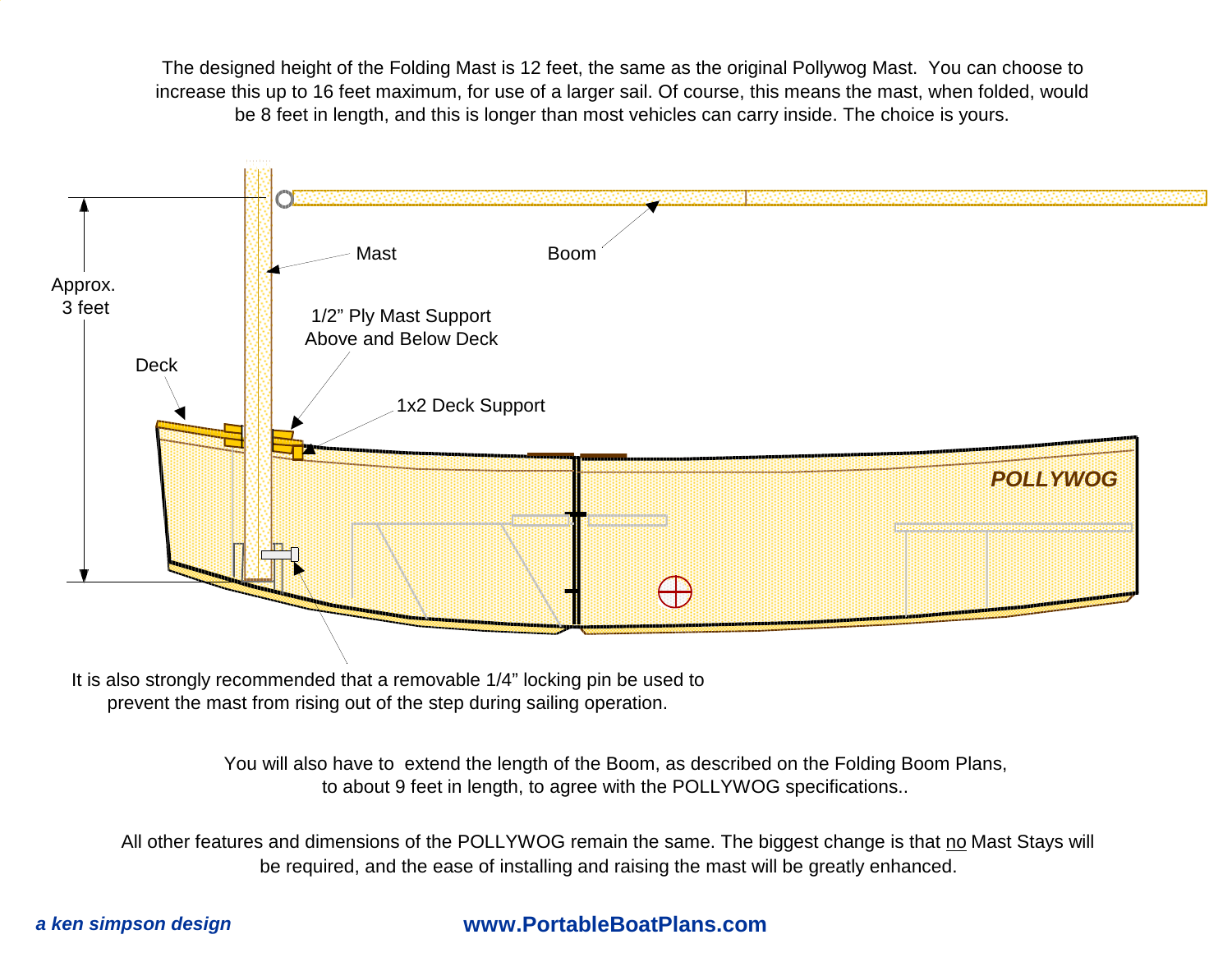The designed height of the Folding Mast is 12 feet, the same as the original Pollywog Mast. You can choose to increase this up to 16 feet maximum, for use of a larger sail. Of course, this means the mast, when folded, would be 8 feet in length, and this is longer than most vehicles can carry inside. The choice is yours.

Mast

Boom

Approx. 3 feet

1/2" Ply Mast Support Above and Below Deck

Deck

1x2 Deck Support

POLLYWOG

It is also strongly recommended that a removable 1/4" locking pin be used to prevent the mast from rising out of the step during sailing operation.

You will also have to extend the length of the Boom, as described on the Folding Boom Plans, to about 9 feet in length, to agree with the POLLYWOG specifications..

All other features and dimensions of the POLLYWOG remain the same. The biggest change is that no Mast Stays will be required, and the ease of installing and raising the mast will be greatly enhanced.

***a ken simpson design***

**www.PortableBoatPlans.com**